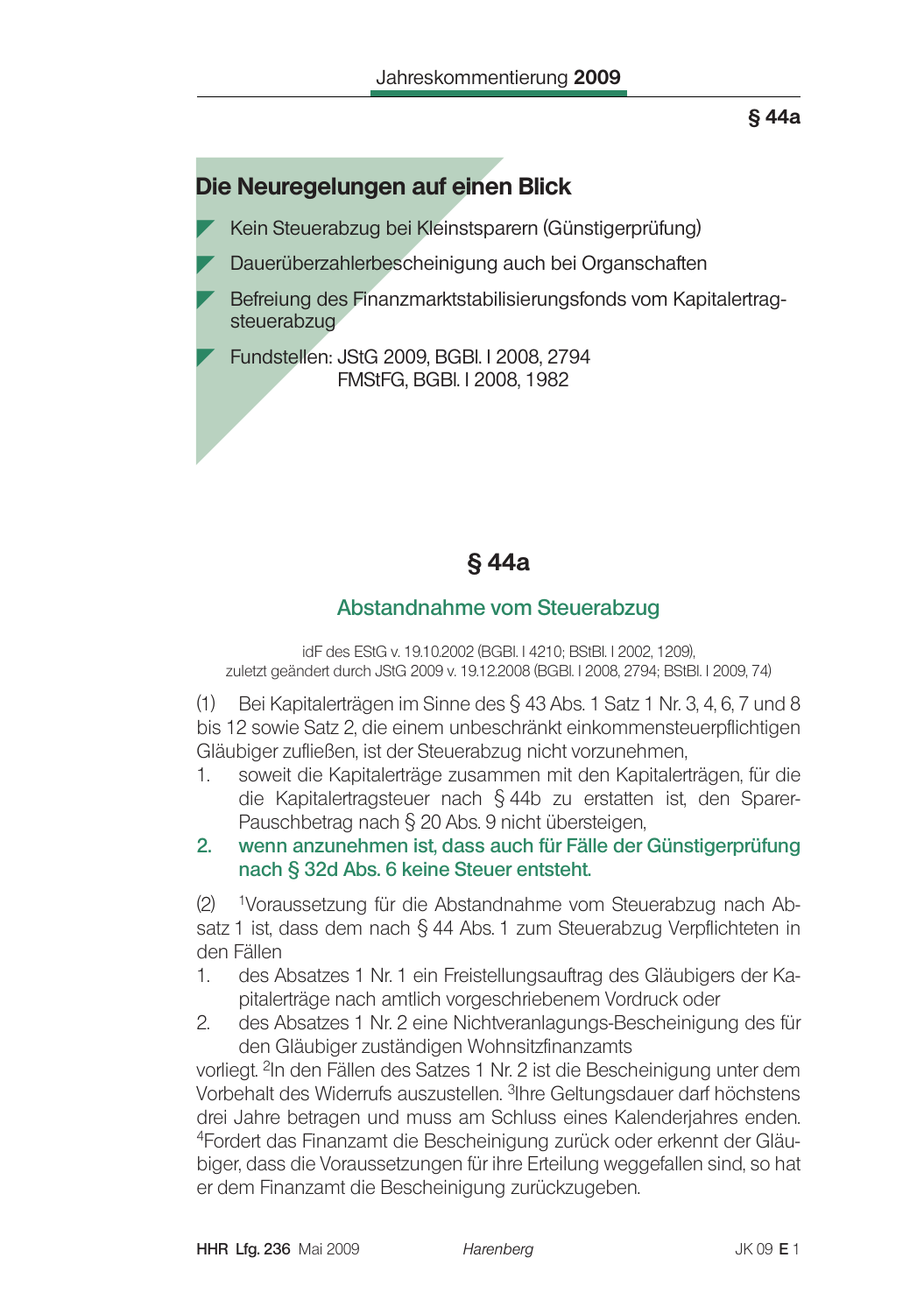## Die Neuregelungen auf einen Blick

- Kein Steuerabzug bei Kleinstsparern (Günstigerprüfung)
- Dauerüberzahlerbescheinigung auch bei Organschaften
- Befreiung des Finanzmarktstabilisierungsfonds vom Kapitalertragsteuerabzug
- Fundstellen: JStG 2009, BGBl. I 2008, 2794
  FMStFG, BGBl. I 2008, 1982

# § 44a

## Abstandnahme vom Steuerabzug

idF des EStG v. 19.10.2002 (BGBl. I 4210; BStBl. I 2002, 1209),
zuletzt geändert durch JStG 2009 v. 19.12.2008 (BGBl. I 2008, 2794; BStBl. I 2009, 74)

(1) Bei Kapitalerträgen im Sinne des § 43 Abs. 1 Satz 1 Nr. 3, 4, 6, 7 und 8 bis 12 sowie Satz 2, die einem unbeschränkt einkommensteuerpflichtigen Gläubiger zufließen, ist der Steuerabzug nicht vorzunehmen,

1. soweit die Kapitalerträge zusammen mit den Kapitalerträgen, für die die Kapitalertragsteuer nach § 44b zu erstatten ist, den Sparer-Pauschbetrag nach § 20 Abs. 9 nicht übersteigen,
2. **wenn anzunehmen ist, dass auch für Fälle der Günstigerprüfung nach § 32d Abs. 6 keine Steuer entsteht.**

(2) [1]Voraussetzung für die Abstandnahme vom Steuerabzug nach Absatz 1 ist, dass dem nach § 44 Abs. 1 zum Steuerabzug Verpflichteten in den Fällen

1. des Absatzes 1 Nr. 1 ein Freistellungsauftrag des Gläubigers der Kapitalerträge nach amtlich vorgeschriebenem Vordruck oder
2. des Absatzes 1 Nr. 2 eine Nichtveranlagungs-Bescheinigung des für den Gläubiger zuständigen Wohnsitzfinanzamts

vorliegt. [2]In den Fällen des Satzes 1 Nr. 2 ist die Bescheinigung unter dem Vorbehalt des Widerrufs auszustellen. [3]Ihre Geltungsdauer darf höchstens drei Jahre betragen und muss am Schluss eines Kalenderjahres enden. [4]Fordert das Finanzamt die Bescheinigung zurück oder erkennt der Gläubiger, dass die Voraussetzungen für ihre Erteilung weggefallen sind, so hat er dem Finanzamt die Bescheinigung zurückzugeben.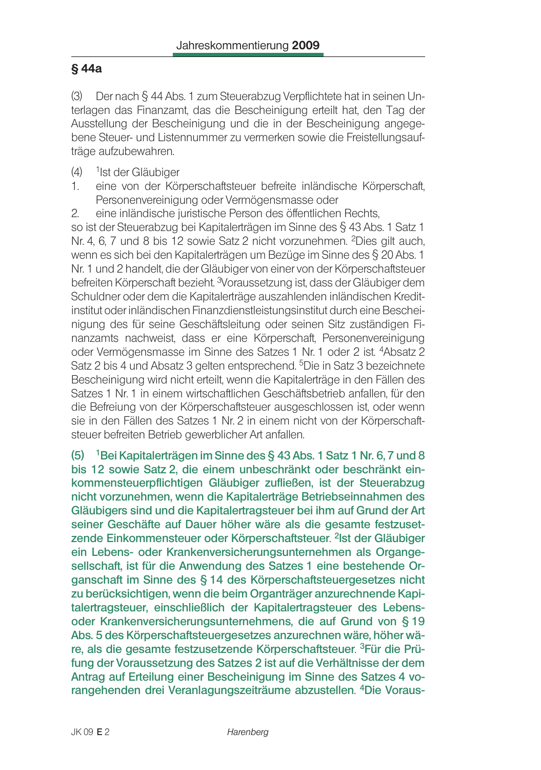## § 44a

(3) Der nach § 44 Abs. 1 zum Steuerabzug Verpflichtete hat in seinen Unterlagen das Finanzamt, das die Bescheinigung erteilt hat, den Tag der Ausstellung der Bescheinigung und die in der Bescheinigung angegebene Steuer- und Listennummer zu vermerken sowie die Freistellungsaufträge aufzubewahren.

(4) [1]Ist der Gläubiger

1. eine von der Körperschaftsteuer befreite inländische Körperschaft, Personenvereinigung oder Vermögensmasse oder
2. eine inländische juristische Person des öffentlichen Rechts,

so ist der Steuerabzug bei Kapitalerträgen im Sinne des § 43 Abs. 1 Satz 1 Nr. 4, 6, 7 und 8 bis 12 sowie Satz 2 nicht vorzunehmen. [2]Dies gilt auch, wenn es sich bei den Kapitalerträgen um Bezüge im Sinne des § 20 Abs. 1 Nr. 1 und 2 handelt, die der Gläubiger von einer von der Körperschaftsteuer befreiten Körperschaft bezieht. [3]Voraussetzung ist, dass der Gläubiger dem Schuldner oder dem die Kapitalerträge auszahlenden inländischen Kreditinstitut oder inländischen Finanzdienstleistungsinstitut durch eine Bescheinigung des für seine Geschäftsleitung oder seinen Sitz zuständigen Finanzamts nachweist, dass er eine Körperschaft, Personenvereinigung oder Vermögensmasse im Sinne des Satzes 1 Nr. 1 oder 2 ist. [4]Absatz 2 Satz 2 bis 4 und Absatz 3 gelten entsprechend. [5]Die in Satz 3 bezeichnete Bescheinigung wird nicht erteilt, wenn die Kapitalerträge in den Fällen des Satzes 1 Nr. 1 in einem wirtschaftlichen Geschäftsbetrieb anfallen, für den die Befreiung von der Körperschaftsteuer ausgeschlossen ist, oder wenn sie in den Fällen des Satzes 1 Nr. 2 in einem nicht von der Körperschaftsteuer befreiten Betrieb gewerblicher Art anfallen.

**(5) [1]Bei Kapitalerträgen im Sinne des § 43 Abs. 1 Satz 1 Nr. 6, 7 und 8 bis 12 sowie Satz 2, die einem unbeschränkt oder beschränkt einkommensteuerpflichtigen Gläubiger zufließen, ist der Steuerabzug nicht vorzunehmen, wenn die Kapitalerträge Betriebseinnahmen des Gläubigers sind und die Kapitalertragsteuer bei ihm auf Grund der Art seiner Geschäfte auf Dauer höher wäre als die gesamte festzusetzende Einkommensteuer oder Körperschaftsteuer. [2]Ist der Gläubiger ein Lebens- oder Krankenversicherungsunternehmen als Organgesellschaft, ist für die Anwendung des Satzes 1 eine bestehende Organschaft im Sinne des § 14 des Körperschaftsteuergesetzes nicht zu berücksichtigen, wenn die beim Organträger anzurechnende Kapitalertragsteuer, einschließlich der Kapitalertragsteuer des Lebens- oder Krankenversicherungsunternehmens, die auf Grund von § 19 Abs. 5 des Körperschaftsteuergesetzes anzurechnen wäre, höher wäre, als die gesamte festzusetzende Körperschaftsteuer. [3]Für die Prüfung der Voraussetzung des Satzes 2 ist auf die Verhältnisse der dem Antrag auf Erteilung einer Bescheinigung im Sinne des Satzes 4 vorangehenden drei Veranlagungszeiträume abzustellen. [4]Die Voraus-**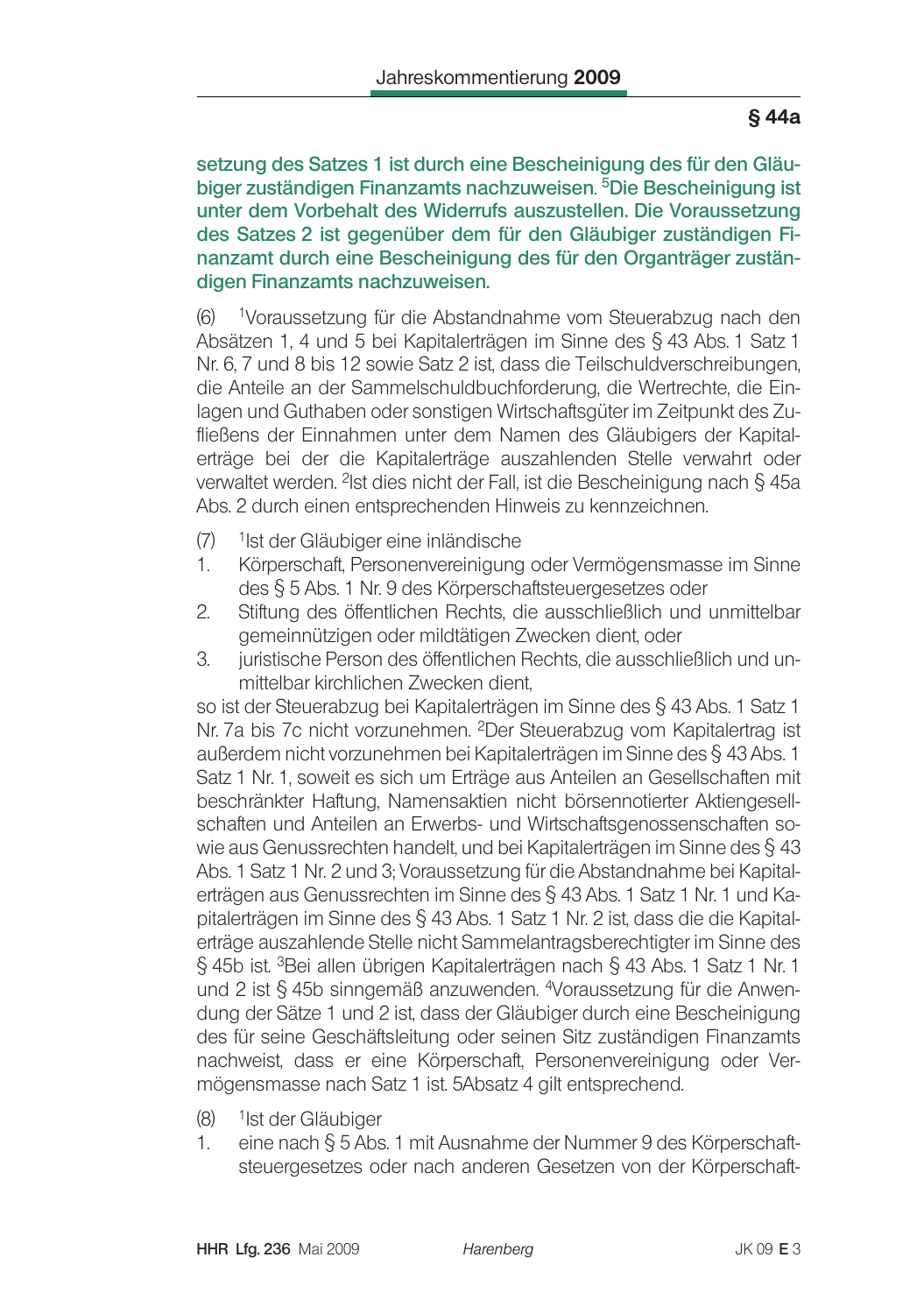## § 44a

**setzung des Satzes 1 ist durch eine Bescheinigung des für den Gläubiger zuständigen Finanzamts nachzuweisen**. [5]**Die Bescheinigung ist unter dem Vorbehalt des Widerrufs auszustellen. Die Voraussetzung des Satzes 2 ist gegenüber dem für den Gläubiger zuständigen Finanzamt durch eine Bescheinigung des für den Organträger zuständigen Finanzamts nachzuweisen.**

(6) [1]Voraussetzung für die Abstandnahme vom Steuerabzug nach den Absätzen 1, 4 und 5 bei Kapitalerträgen im Sinne des § 43 Abs. 1 Satz 1 Nr. 6, 7 und 8 bis 12 sowie Satz 2 ist, dass die Teilschuldverschreibungen, die Anteile an der Sammelschuldbuchforderung, die Wertrechte, die Einlagen und Guthaben oder sonstigen Wirtschaftsgüter im Zeitpunkt des Zufließens der Einnahmen unter dem Namen des Gläubigers der Kapitalerträge bei der die Kapitalerträge auszahlenden Stelle verwahrt oder verwaltet werden. [2]Ist dies nicht der Fall, ist die Bescheinigung nach § 45a Abs. 2 durch einen entsprechenden Hinweis zu kennzeichnen.

(7) [1]Ist der Gläubiger eine inländische

1. Körperschaft, Personenvereinigung oder Vermögensmasse im Sinne des § 5 Abs. 1 Nr. 9 des Körperschaftsteuergesetzes oder
2. Stiftung des öffentlichen Rechts, die ausschließlich und unmittelbar gemeinnützigen oder mildtätigen Zwecken dient, oder
3. juristische Person des öffentlichen Rechts, die ausschließlich und unmittelbar kirchlichen Zwecken dient,

so ist der Steuerabzug bei Kapitalerträgen im Sinne des § 43 Abs. 1 Satz 1 Nr. 7a bis 7c nicht vorzunehmen. [2]Der Steuerabzug vom Kapitalertrag ist außerdem nicht vorzunehmen bei Kapitalerträgen im Sinne des § 43 Abs. 1 Satz 1 Nr. 1, soweit es sich um Erträge aus Anteilen an Gesellschaften mit beschränkter Haftung, Namensaktien nicht börsennotierter Aktiengesellschaften und Anteilen an Erwerbs- und Wirtschaftsgenossenschaften sowie aus Genussrechten handelt, und bei Kapitalerträgen im Sinne des § 43 Abs. 1 Satz 1 Nr. 2 und 3; Voraussetzung für die Abstandnahme bei Kapitalerträgen aus Genussrechten im Sinne des § 43 Abs. 1 Satz 1 Nr. 1 und Kapitalerträgen im Sinne des § 43 Abs. 1 Satz 1 Nr. 2 ist, dass die die Kapitalerträge auszahlende Stelle nicht Sammelantragsberechtigter im Sinne des § 45b ist. [3]Bei allen übrigen Kapitalerträgen nach § 43 Abs. 1 Satz 1 Nr. 1 und 2 ist § 45b sinngemäß anzuwenden. [4]Voraussetzung für die Anwendung der Sätze 1 und 2 ist, dass der Gläubiger durch eine Bescheinigung des für seine Geschäftsleitung oder seinen Sitz zuständigen Finanzamts nachweist, dass er eine Körperschaft, Personenvereinigung oder Vermögensmasse nach Satz 1 ist. 5Absatz 4 gilt entsprechend.

(8) [1]Ist der Gläubiger

1. eine nach § 5 Abs. 1 mit Ausnahme der Nummer 9 des Körperschaftsteuergesetzes oder nach anderen Gesetzen von der Körperschaft-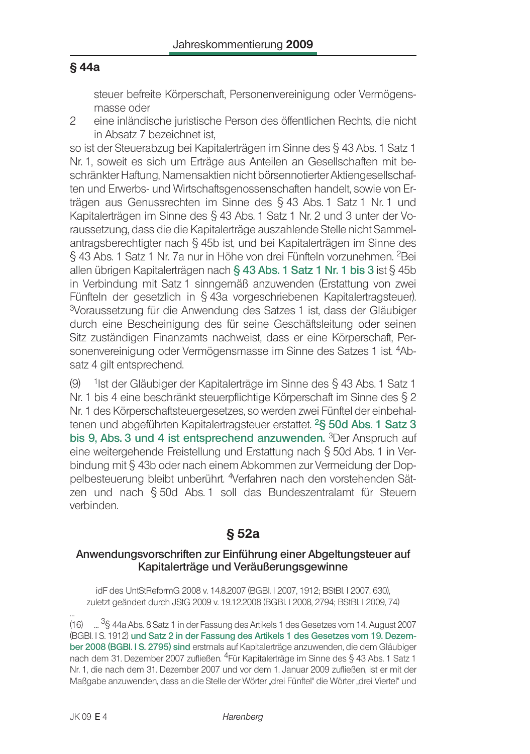## § 44a

steuer befreite Körperschaft, Personenvereinigung oder Vermögensmasse oder

2 eine inländische juristische Person des öffentlichen Rechts, die nicht in Absatz 7 bezeichnet ist,

so ist der Steuerabzug bei Kapitalerträgen im Sinne des § 43 Abs. 1 Satz 1 Nr. 1, soweit es sich um Erträge aus Anteilen an Gesellschaften mit beschränkter Haftung, Namensaktien nicht börsennotierter Aktiengesellschaften und Erwerbs- und Wirtschaftsgenossenschaften handelt, sowie von Erträgen aus Genussrechten im Sinne des § 43 Abs. 1 Satz 1 Nr. 1 und Kapitalerträgen im Sinne des § 43 Abs. 1 Satz 1 Nr. 2 und 3 unter der Voraussetzung, dass die die Kapitalerträge auszahlende Stelle nicht Sammelantragsberechtigter nach § 45b ist, und bei Kapitalerträgen im Sinne des § 43 Abs. 1 Satz 1 Nr. 7a nur in Höhe von drei Fünfteln vorzunehmen. [2]Bei allen übrigen Kapitalerträgen nach **§ 43 Abs. 1 Satz 1 Nr. 1 bis 3** ist § 45b in Verbindung mit Satz 1 sinngemäß anzuwenden (Erstattung von zwei Fünfteln der gesetzlich in § 43a vorgeschriebenen Kapitalertragsteuer). [3]Voraussetzung für die Anwendung des Satzes 1 ist, dass der Gläubiger durch eine Bescheinigung des für seine Geschäftsleitung oder seinen Sitz zuständigen Finanzamts nachweist, dass er eine Körperschaft, Personenvereinigung oder Vermögensmasse im Sinne des Satzes 1 ist. [4]Absatz 4 gilt entsprechend.

(9) [1]Ist der Gläubiger der Kapitalerträge im Sinne des § 43 Abs. 1 Satz 1 Nr. 1 bis 4 eine beschränkt steuerpflichtige Körperschaft im Sinne des § 2 Nr. 1 des Körperschaftsteuergesetzes, so werden zwei Fünftel der einbehaltenen und abgeführten Kapitalertragsteuer erstattet. **[2]§ 50d Abs. 1 Satz 3 bis 9, Abs. 3 und 4 ist entsprechend anzuwenden.** [3]Der Anspruch auf eine weitergehende Freistellung und Erstattung nach § 50d Abs. 1 in Verbindung mit § 43b oder nach einem Abkommen zur Vermeidung der Doppelbesteuerung bleibt unberührt. [4]Verfahren nach den vorstehenden Sätzen und nach § 50d Abs. 1 soll das Bundeszentralamt für Steuern verbinden.

## § 52a

### Anwendungsvorschriften zur Einführung einer Abgeltungsteuer auf Kapitalerträge und Veräußerungsgewinne

idF des UntStReformG 2008 v. 14.8.2007 (BGBl. I 2007, 1912; BStBl. I 2007, 630), zuletzt geändert durch JStG 2009 v. 19.12.2008 (BGBl. I 2008, 2794; BStBl. I 2009, 74)

...

(16) ... [3]§ 44a Abs. 8 Satz 1 in der Fassung des Artikels 1 des Gesetzes vom 14. August 2007 (BGBl. I S. 1912) **und Satz 2 in der Fassung des Artikels 1 des Gesetzes vom 19. Dezember 2008 (BGBl. I S. 2795) sind** erstmals auf Kapitalerträge anzuwenden, die dem Gläubiger nach dem 31. Dezember 2007 zufließen. [4]Für Kapitalerträge im Sinne des § 43 Abs. 1 Satz 1 Nr. 1, die nach dem 31. Dezember 2007 und vor dem 1. Januar 2009 zufließen, ist er mit der Maßgabe anzuwenden, dass an die Stelle der Wörter „drei Fünftel" die Wörter „drei Viertel" und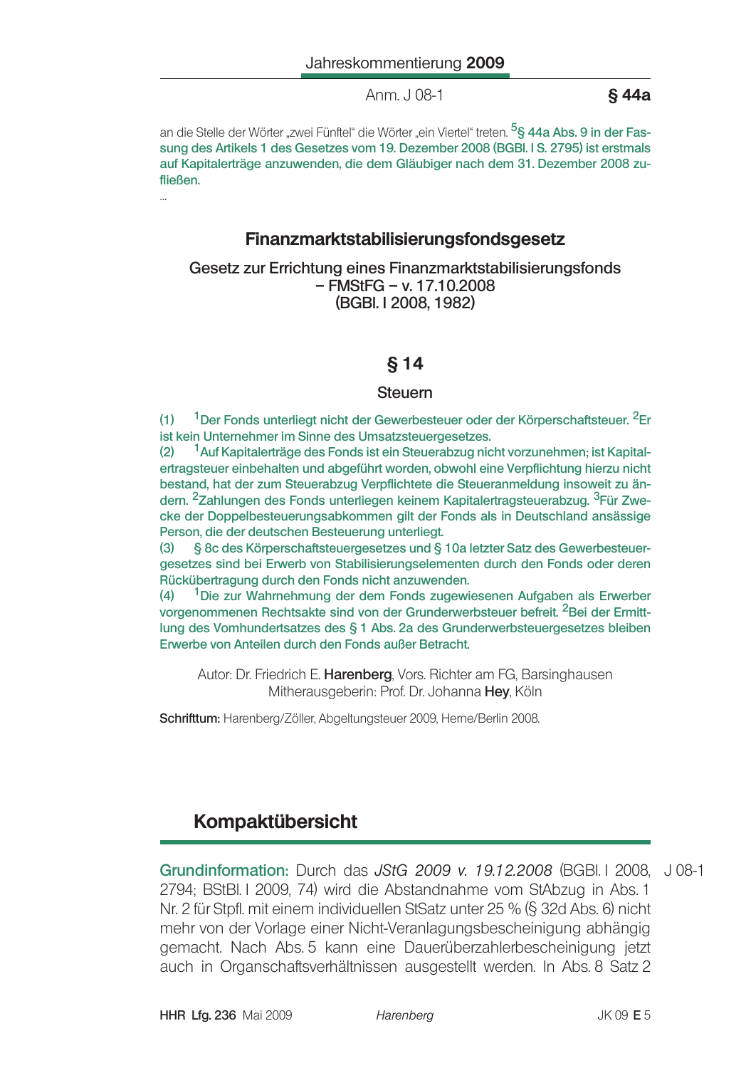an die Stelle der Wörter „zwei Fünftel" die Wörter „ein Viertel" treten. [5]§ 44a Abs. 9 in der Fassung des Artikels 1 des Gesetzes vom 19. Dezember 2008 (BGBl. I S. 2795) ist erstmals auf Kapitalerträge anzuwenden, die dem Gläubiger nach dem 31. Dezember 2008 zufließen.

...

## Finanzmarktstabilisierungsfondsgesetz

Gesetz zur Errichtung eines Finanzmarktstabilisierungsfonds
– FMStFG – v. 17.10.2008
(BGBl. I 2008, 1982)

### § 14

Steuern

(1) [1]Der Fonds unterliegt nicht der Gewerbesteuer oder der Körperschaftsteuer. [2]Er ist kein Unternehmer im Sinne des Umsatzsteuergesetzes.

(2) [1]Auf Kapitalerträge des Fonds ist ein Steuerabzug nicht vorzunehmen; ist Kapitalertragsteuer einbehalten und abgeführt worden, obwohl eine Verpflichtung hierzu nicht bestand, hat der zum Steuerabzug Verpflichtete die Steueranmeldung insoweit zu ändern. [2]Zahlungen des Fonds unterliegen keinem Kapitalertragsteuerabzug. [3]Für Zwecke der Doppelbesteuerungsabkommen gilt der Fonds als in Deutschland ansässige Person, die der deutschen Besteuerung unterliegt.

(3) § 8c des Körperschaftsteuergesetzes und § 10a letzter Satz des Gewerbesteuergesetzes sind bei Erwerb von Stabilisierungselementen durch den Fonds oder deren Rückübertragung durch den Fonds nicht anzuwenden.

(4) [1]Die zur Wahrnehmung der dem Fonds zugewiesenen Aufgaben als Erwerber vorgenommenen Rechtsakte sind von der Grunderwerbsteuer befreit. [2]Bei der Ermittlung des Vomhundertsatzes des § 1 Abs. 2a des Grunderwerbsteuergesetzes bleiben Erwerbe von Anteilen durch den Fonds außer Betracht.

Autor: Dr. Friedrich E. **Harenberg**, Vors. Richter am FG, Barsinghausen
Mitherausgeberin: Prof. Dr. Johanna **Hey**, Köln

**Schrifttum:** Harenberg/Zöller, Abgeltungsteuer 2009, Herne/Berlin 2008.

## Kompaktübersicht

J 08-1

**Grundinformation:** Durch das *JStG 2009 v. 19.12.2008* (BGBl. I 2008, 2794; BStBl. I 2009, 74) wird die Abstandnahme vom StAbzug in Abs. 1 Nr. 2 für Stpfl. mit einem individuellen StSatz unter 25 % (§ 32d Abs. 6) nicht mehr von der Vorlage einer Nicht-Veranlagungsbescheinigung abhängig gemacht. Nach Abs. 5 kann eine Dauerüberzahlerbescheinigung jetzt auch in Organschaftsverhältnissen ausgestellt werden. In Abs. 8 Satz 2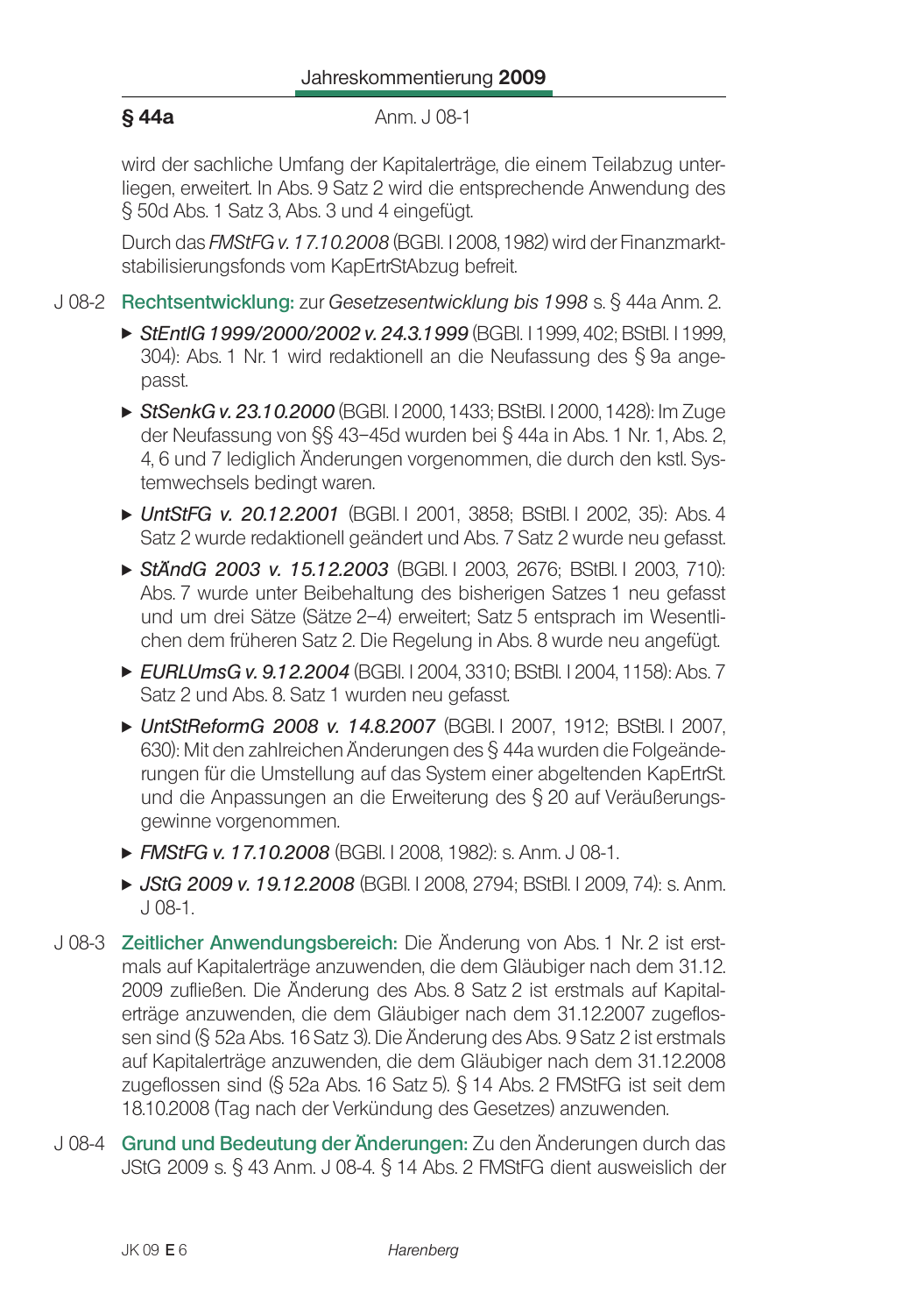## § 44a

Anm. J 08-1

wird der sachliche Umfang der Kapitalerträge, die einem Teilabzug unterliegen, erweitert. In Abs. 9 Satz 2 wird die entsprechende Anwendung des § 50d Abs. 1 Satz 3, Abs. 3 und 4 eingefügt.

Durch das *FMStFG v. 17.10.2008* (BGBl. I 2008, 1982) wird der Finanzmarktstabilisierungsfonds vom KapErtrStAbzug befreit.

J 08-2 **Rechtsentwicklung:** zur *Gesetzesentwicklung bis 1998* s. § 44a Anm. 2.

- *StEntlG 1999/2000/2002 v. 24.3.1999* (BGBl. I 1999, 402; BStBl. I 1999, 304): Abs. 1 Nr. 1 wird redaktionell an die Neufassung des § 9a angepasst.
- *StSenkG v. 23.10.2000* (BGBl. I 2000, 1433; BStBl. I 2000, 1428): Im Zuge der Neufassung von §§ 43–45d wurden bei § 44a in Abs. 1 Nr. 1, Abs. 2, 4, 6 und 7 lediglich Änderungen vorgenommen, die durch den kstl. Systemwechsels bedingt waren.
- *UntStFG v. 20.12.2001* (BGBl. I 2001, 3858; BStBl. I 2002, 35): Abs. 4 Satz 2 wurde redaktionell geändert und Abs. 7 Satz 2 wurde neu gefasst.
- *StÄndG 2003 v. 15.12.2003* (BGBl. I 2003, 2676; BStBl. I 2003, 710): Abs. 7 wurde unter Beibehaltung des bisherigen Satzes 1 neu gefasst und um drei Sätze (Sätze 2–4) erweitert; Satz 5 entsprach im Wesentlichen dem früheren Satz 2. Die Regelung in Abs. 8 wurde neu angefügt.
- *EURLUmsG v. 9.12.2004* (BGBl. I 2004, 3310; BStBl. I 2004, 1158): Abs. 7 Satz 2 und Abs. 8. Satz 1 wurden neu gefasst.
- *UntStReformG 2008 v. 14.8.2007* (BGBl. I 2007, 1912; BStBl. I 2007, 630): Mit den zahlreichen Änderungen des § 44a wurden die Folgeänderungen für die Umstellung auf das System einer abgeltenden KapErtrSt. und die Anpassungen an die Erweiterung des § 20 auf Veräußerungsgewinne vorgenommen.
- *FMStFG v. 17.10.2008* (BGBl. I 2008, 1982): s. Anm. J 08-1.
- *JStG 2009 v. 19.12.2008* (BGBl. I 2008, 2794; BStBl. I 2009, 74): s. Anm. J 08-1.

J 08-3 **Zeitlicher Anwendungsbereich:** Die Änderung von Abs. 1 Nr. 2 ist erstmals auf Kapitalerträge anzuwenden, die dem Gläubiger nach dem 31.12. 2009 zufließen. Die Änderung des Abs. 8 Satz 2 ist erstmals auf Kapitalerträge anzuwenden, die dem Gläubiger nach dem 31.12.2007 zugeflossen sind (§ 52a Abs. 16 Satz 3). Die Änderung des Abs. 9 Satz 2 ist erstmals auf Kapitalerträge anzuwenden, die dem Gläubiger nach dem 31.12.2008 zugeflossen sind (§ 52a Abs. 16 Satz 5). § 14 Abs. 2 FMStFG ist seit dem 18.10.2008 (Tag nach der Verkündung des Gesetzes) anzuwenden.

J 08-4 **Grund und Bedeutung der Änderungen:** Zu den Änderungen durch das JStG 2009 s. § 43 Anm. J 08-4. § 14 Abs. 2 FMStFG dient ausweislich der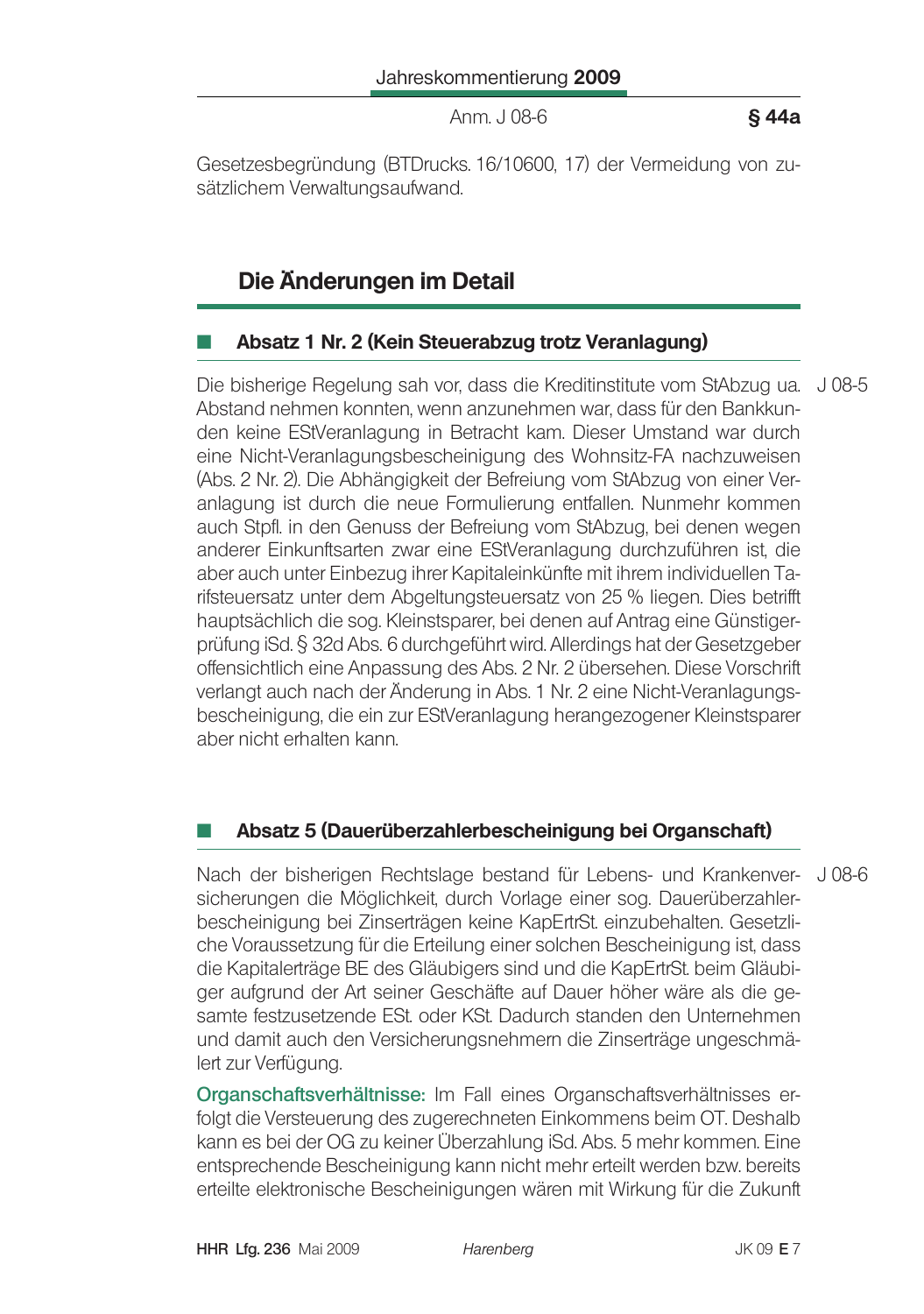Gesetzesbegründung (BTDrucks. 16/10600, 17) der Vermeidung von zusätzlichem Verwaltungsaufwand.

## Die Änderungen im Detail

### Absatz 1 Nr. 2 (Kein Steuerabzug trotz Veranlagung)

J 08-5

Die bisherige Regelung sah vor, dass die Kreditinstitute vom StAbzug ua. Abstand nehmen konnten, wenn anzunehmen war, dass für den Bankkunden keine EStVeranlagung in Betracht kam. Dieser Umstand war durch eine Nicht-Veranlagungsbescheinigung des Wohnsitz-FA nachzuweisen (Abs. 2 Nr. 2). Die Abhängigkeit der Befreiung vom StAbzug von einer Veranlagung ist durch die neue Formulierung entfallen. Nunmehr kommen auch Stpfl. in den Genuss der Befreiung vom StAbzug, bei denen wegen anderer Einkunftsarten zwar eine EStVeranlagung durchzuführen ist, die aber auch unter Einbezug ihrer Kapitaleinkünfte mit ihrem individuellen Tarifsteuersatz unter dem Abgeltungsteuersatz von 25 % liegen. Dies betrifft hauptsächlich die sog. Kleinstsparer, bei denen auf Antrag eine Günstigerprüfung iSd. § 32d Abs. 6 durchgeführt wird. Allerdings hat der Gesetzgeber offensichtlich eine Anpassung des Abs. 2 Nr. 2 übersehen. Diese Vorschrift verlangt auch nach der Änderung in Abs. 1 Nr. 2 eine Nicht-Veranlagungsbescheinigung, die ein zur EStVeranlagung herangezogener Kleinstsparer aber nicht erhalten kann.

### Absatz 5 (Dauerüberzahlerbescheinigung bei Organschaft)

J 08-6

Nach der bisherigen Rechtslage bestand für Lebens- und Krankenversicherungen die Möglichkeit, durch Vorlage einer sog. Dauerüberzahlerbescheinigung bei Zinserträgen keine KapErtrSt. einzubehalten. Gesetzliche Voraussetzung für die Erteilung einer solchen Bescheinigung ist, dass die Kapitalerträge BE des Gläubigers sind und die KapErtrSt. beim Gläubiger aufgrund der Art seiner Geschäfte auf Dauer höher wäre als die gesamte festzusetzende ESt. oder KSt. Dadurch standen den Unternehmen und damit auch den Versicherungsnehmern die Zinserträge ungeschmälert zur Verfügung.

**Organschaftsverhältnisse:** Im Fall eines Organschaftsverhältnisses erfolgt die Versteuerung des zugerechneten Einkommens beim OT. Deshalb kann es bei der OG zu keiner Überzahlung iSd. Abs. 5 mehr kommen. Eine entsprechende Bescheinigung kann nicht mehr erteilt werden bzw. bereits erteilte elektronische Bescheinigungen wären mit Wirkung für die Zukunft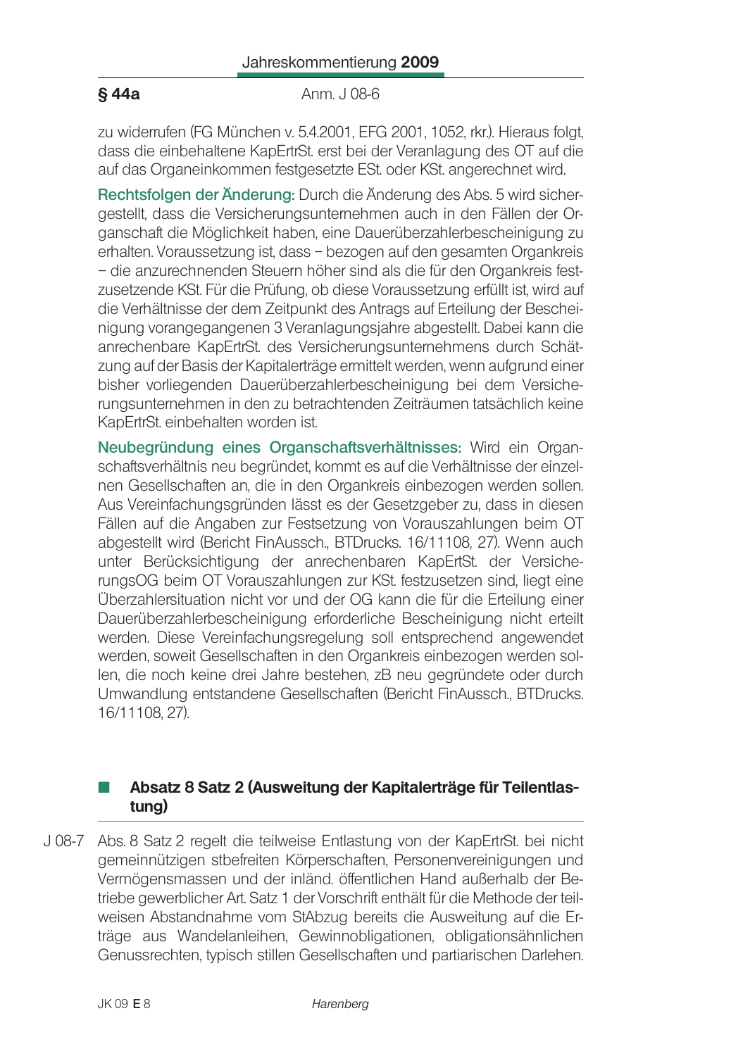zu widerrufen (FG München v. 5.4.2001, EFG 2001, 1052, rkr.). Hieraus folgt, dass die einbehaltene KapErtrSt. erst bei der Veranlagung des OT auf die auf das Organeinkommen festgesetzte ESt. oder KSt. angerechnet wird.

**Rechtsfolgen der Änderung:** Durch die Änderung des Abs. 5 wird sichergestellt, dass die Versicherungsunternehmen auch in den Fällen der Organschaft die Möglichkeit haben, eine Dauerüberzahlerbescheinigung zu erhalten. Voraussetzung ist, dass – bezogen auf den gesamten Organkreis – die anzurechnenden Steuern höher sind als die für den Organkreis festzusetzende KSt. Für die Prüfung, ob diese Voraussetzung erfüllt ist, wird auf die Verhältnisse der dem Zeitpunkt des Antrags auf Erteilung der Bescheinigung vorangegangenen 3 Veranlagungsjahre abgestellt. Dabei kann die anrechenbare KapErtrSt. des Versicherungsunternehmens durch Schätzung auf der Basis der Kapitalerträge ermittelt werden, wenn aufgrund einer bisher vorliegenden Dauerüberzahlerbescheinigung bei dem Versicherungsunternehmen in den zu betrachtenden Zeiträumen tatsächlich keine KapErtrSt. einbehalten worden ist.

**Neubegründung eines Organschaftsverhältnisses:** Wird ein Organschaftsverhältnis neu begründet, kommt es auf die Verhältnisse der einzelnen Gesellschaften an, die in den Organkreis einbezogen werden sollen. Aus Vereinfachungsgründen lässt es der Gesetzgeber zu, dass in diesen Fällen auf die Angaben zur Festsetzung von Vorauszahlungen beim OT abgestellt wird (Bericht FinAussch., BTDrucks. 16/11108, 27). Wenn auch unter Berücksichtigung der anrechenbaren KapErtSt. der VersicherungsOG beim OT Vorauszahlungen zur KSt. festzusetzen sind, liegt eine Überzahlersituation nicht vor und der OG kann die für die Erteilung einer Dauerüberzahlerbescheinigung erforderliche Bescheinigung nicht erteilt werden. Diese Vereinfachungsregelung soll entsprechend angewendet werden, soweit Gesellschaften in den Organkreis einbezogen werden sollen, die noch keine drei Jahre bestehen, zB neu gegründete oder durch Umwandlung entstandene Gesellschaften (Bericht FinAussch., BTDrucks. 16/11108, 27).

## Absatz 8 Satz 2 (Ausweitung der Kapitalerträge für Teilentlastung)

J 08-7 Abs. 8 Satz 2 regelt die teilweise Entlastung von der KapErtrSt. bei nicht gemeinnützigen stbefreiten Körperschaften, Personenvereinigungen und Vermögensmassen und der inländ. öffentlichen Hand außerhalb der Betriebe gewerblicher Art. Satz 1 der Vorschrift enthält für die Methode der teilweisen Abstandnahme vom StAbzug bereits die Ausweitung auf die Erträge aus Wandelanleihen, Gewinnobligationen, obligationsähnlichen Genussrechten, typisch stillen Gesellschaften und partiarischen Darlehen.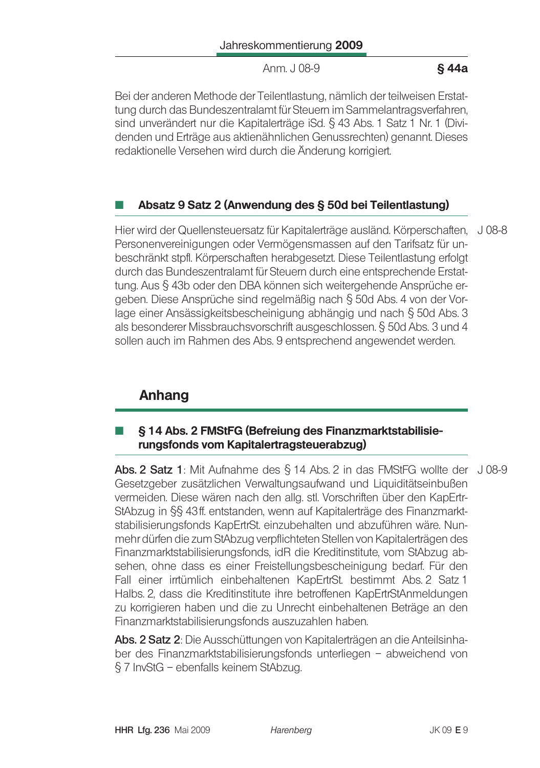Bei der anderen Methode der Teilentlastung, nämlich der teilweisen Erstattung durch das Bundeszentralamt für Steuern im Sammelantragsverfahren, sind unverändert nur die Kapitalerträge iSd. § 43 Abs. 1 Satz 1 Nr. 1 (Dividenden und Erträge aus aktienähnlichen Genussrechten) genannt. Dieses redaktionelle Versehen wird durch die Änderung korrigiert.

### Absatz 9 Satz 2 (Anwendung des § 50d bei Teilentlastung)

J 08-8

Hier wird der Quellensteuersatz für Kapitalerträge ausländ. Körperschaften, Personenvereinigungen oder Vermögensmassen auf den Tarifsatz für unbeschränkt stpfl. Körperschaften herabgesetzt. Diese Teilentlastung erfolgt durch das Bundeszentralamt für Steuern durch eine entsprechende Erstattung. Aus § 43b oder den DBA können sich weitergehende Ansprüche ergeben. Diese Ansprüche sind regelmäßig nach § 50d Abs. 4 von der Vorlage einer Ansässigkeitsbescheinigung abhängig und nach § 50d Abs. 3 als besonderer Missbrauchsvorschrift ausgeschlossen. § 50d Abs. 3 und 4 sollen auch im Rahmen des Abs. 9 entsprechend angewendet werden.

## Anhang

### § 14 Abs. 2 FMStFG (Befreiung des Finanzmarktstabilisierungsfonds vom Kapitalertragsteuerabzug)

J 08-9

**Abs. 2 Satz 1**: Mit Aufnahme des § 14 Abs. 2 in das FMStFG wollte der Gesetzgeber zusätzlichen Verwaltungsaufwand und Liquiditätseinbußen vermeiden. Diese wären nach den allg. stl. Vorschriften über den KapErtrStAbzug in §§ 43 ff. entstanden, wenn auf Kapitalerträge des Finanzmarktstabilisierungsfonds KapErtrSt. einzubehalten und abzuführen wäre. Nunmehr dürfen die zum StAbzug verpflichteten Stellen von Kapitalerträgen des Finanzmarktstabilisierungsfonds, idR die Kreditinstitute, vom StAbzug absehen, ohne dass es einer Freistellungsbescheinigung bedarf. Für den Fall einer irrtümlich einbehaltenen KapErtrSt. bestimmt Abs. 2 Satz 1 Halbs. 2, dass die Kreditinstitute ihre betroffenen KapErtrStAnmeldungen zu korrigieren haben und die zu Unrecht einbehaltenen Beträge an den Finanzmarktstabilisierungsfonds auszuzahlen haben.

**Abs. 2 Satz 2**: Die Ausschüttungen von Kapitalerträgen an die Anteilsinhaber des Finanzmarktstabilisierungsfonds unterliegen – abweichend von § 7 InvStG – ebenfalls keinem StAbzug.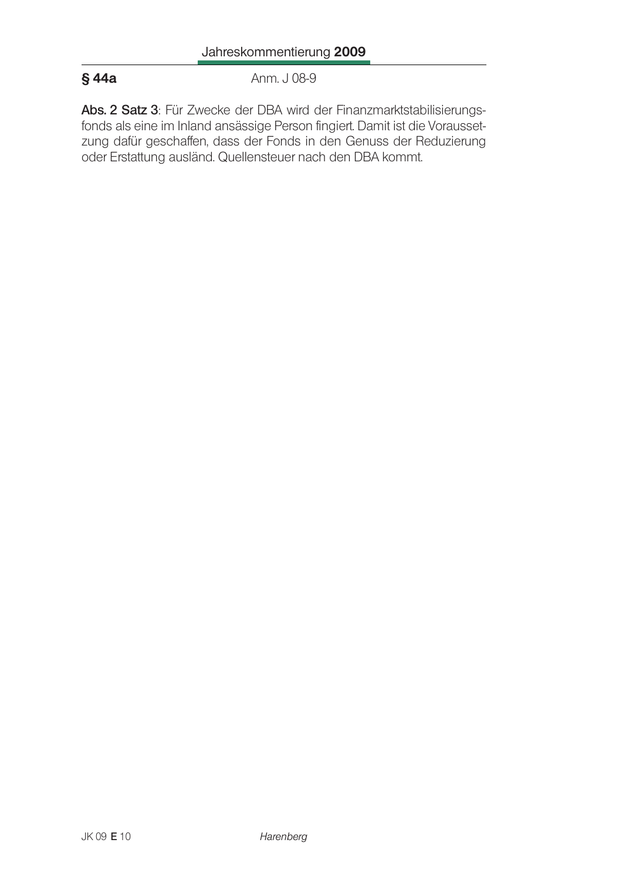**Abs. 2 Satz 3**: Für Zwecke der DBA wird der Finanzmarktstabilisierungsfonds als eine im Inland ansässige Person fingiert. Damit ist die Voraussetzung dafür geschaffen, dass der Fonds in den Genuss der Reduzierung oder Erstattung ausländ. Quellensteuer nach den DBA kommt.